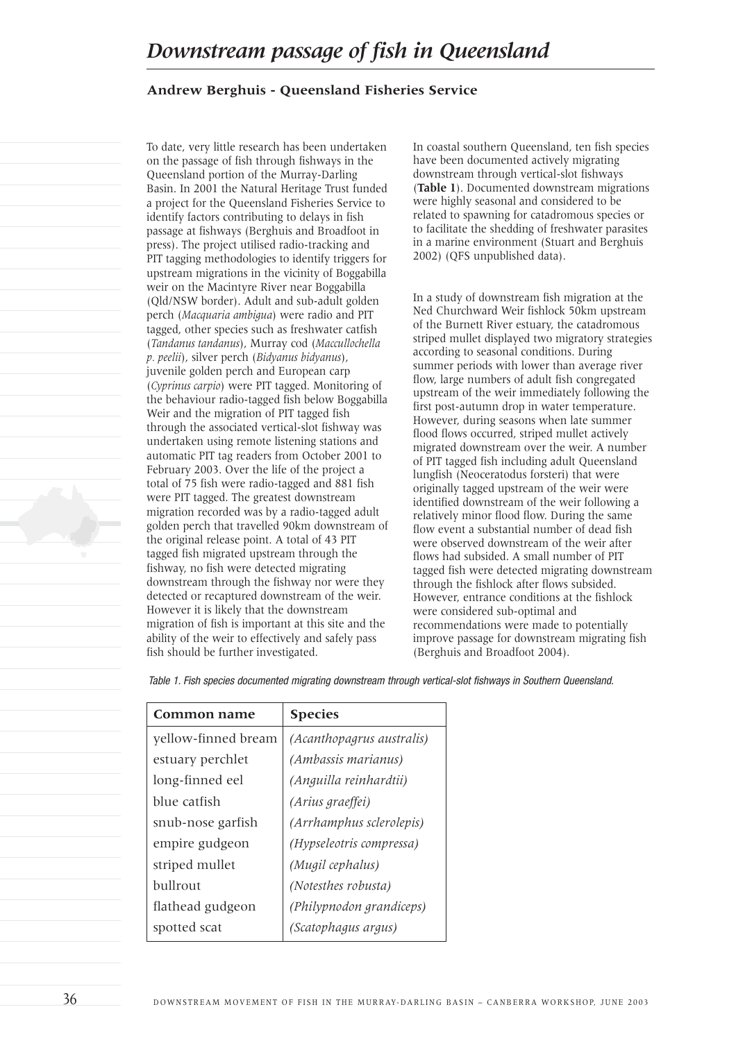# Downstream passage of fish in Queensland

**Andrew Berghuis - Queensland Fisheries Service**

To date, very little research has been undertaken on the passage of fish through fishways in the Queensland portion of the Murray-Darling Basin. In 2001 the Natural Heritage Trust funded a project for the Queensland Fisheries Service to identify factors contributing to delays in fish passage at fishways (Berghuis and Broadfoot in press). The project utilised radio-tracking and PIT tagging methodologies to identify triggers for upstream migrations in the vicinity of Boggabilla weir on the Macintyre River near Boggabilla (Qld/NSW border). Adult and sub-adult golden perch (*Macquaria ambigua*) were radio and PIT tagged, other species such as freshwater catfish (*Tandanus tandanus*), Murray cod (*Maccullochella p. peelii*), silver perch (*Bidyanus bidyanus*), juvenile golden perch and European carp (*Cyprinus carpio*) were PIT tagged. Monitoring of the behaviour radio-tagged fish below Boggabilla Weir and the migration of PIT tagged fish through the associated vertical-slot fishway was undertaken using remote listening stations and automatic PIT tag readers from October 2001 to February 2003. Over the life of the project a total of 75 fish were radio-tagged and 881 fish were PIT tagged. The greatest downstream migration recorded was by a radio-tagged adult golden perch that travelled 90km downstream of the original release point. A total of 43 PIT tagged fish migrated upstream through the fishway, no fish were detected migrating downstream through the fishway nor were they detected or recaptured downstream of the weir. However it is likely that the downstream migration of fish is important at this site and the ability of the weir to effectively and safely pass fish should be further investigated.

In coastal southern Queensland, ten fish species have been documented actively migrating downstream through vertical-slot fishways (**Table 1**). Documented downstream migrations were highly seasonal and considered to be related to spawning for catadromous species or to facilitate the shedding of freshwater parasites in a marine environment (Stuart and Berghuis 2002) (QFS unpublished data).

In a study of downstream fish migration at the Ned Churchward Weir fishlock 50km upstream of the Burnett River estuary, the catadromous striped mullet displayed two migratory strategies according to seasonal conditions. During summer periods with lower than average river flow, large numbers of adult fish congregated upstream of the weir immediately following the first post-autumn drop in water temperature. However, during seasons when late summer flood flows occurred, striped mullet actively migrated downstream over the weir. A number of PIT tagged fish including adult Queensland lungfish (Neoceratodus forsteri) that were originally tagged upstream of the weir were identified downstream of the weir following a relatively minor flood flow. During the same flow event a substantial number of dead fish were observed downstream of the weir after flows had subsided. A small number of PIT tagged fish were detected migrating downstream through the fishlock after flows subsided. However, entrance conditions at the fishlock were considered sub-optimal and recommendations were made to potentially improve passage for downstream migrating fish (Berghuis and Broadfoot 2004).

*Table 1. Fish species documented migrating downstream through vertical-slot fishways in Southern Queensland.*

| **Common name** | **Species** |
|---|---|
| yellow-finned bream | *(Acanthopagrus australis)* |
| estuary perchlet | *(Ambassis marianus)* |
| long-finned eel | *(Anguilla reinhardtii)* |
| blue catfish | *(Arius graeffei)* |
| snub-nose garfish | *(Arrhamphus sclerolepis)* |
| empire gudgeon | *(Hypseleotris compressa)* |
| striped mullet | *(Mugil cephalus)* |
| bullrout | *(Notesthes robusta)* |
| flathead gudgeon | *(Philypnodon grandiceps)* |
| spotted scat | *(Scatophagus argus)* |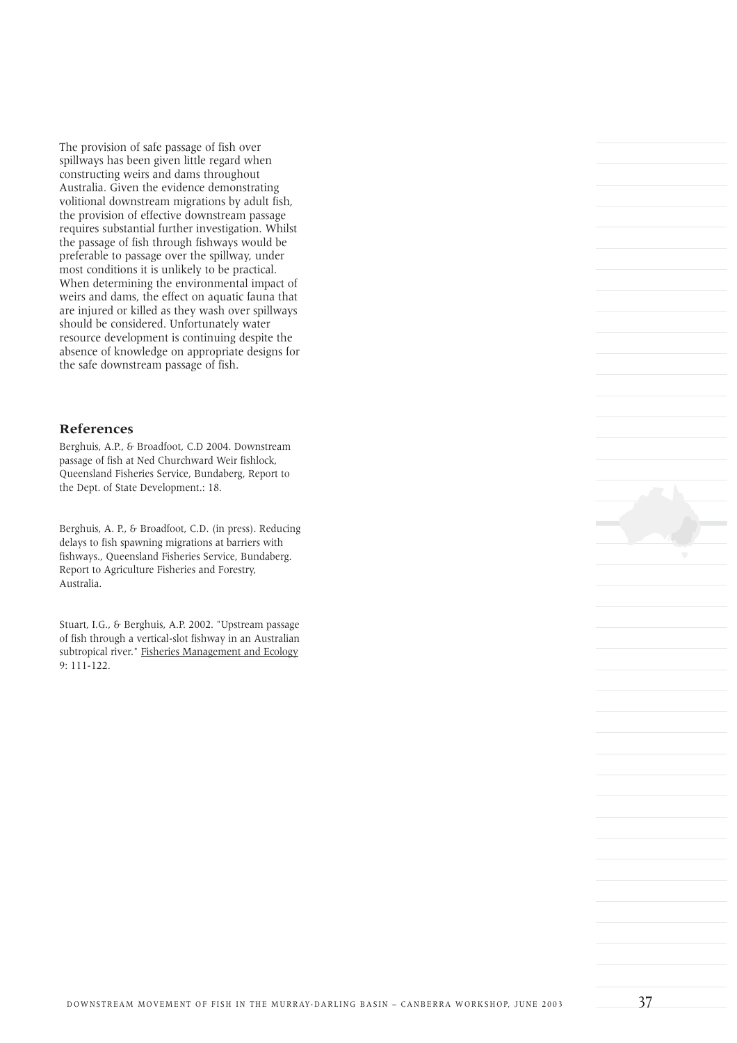The provision of safe passage of fish over spillways has been given little regard when constructing weirs and dams throughout Australia. Given the evidence demonstrating volitional downstream migrations by adult fish, the provision of effective downstream passage requires substantial further investigation. Whilst the passage of fish through fishways would be preferable to passage over the spillway, under most conditions it is unlikely to be practical. When determining the environmental impact of weirs and dams, the effect on aquatic fauna that are injured or killed as they wash over spillways should be considered. Unfortunately water resource development is continuing despite the absence of knowledge on appropriate designs for the safe downstream passage of fish.

## References

Berghuis, A.P., & Broadfoot, C.D 2004. Downstream passage of fish at Ned Churchward Weir fishlock, Queensland Fisheries Service, Bundaberg, Report to the Dept. of State Development.: 18.

Berghuis, A. P., & Broadfoot, C.D. (in press). Reducing delays to fish spawning migrations at barriers with fishways., Queensland Fisheries Service, Bundaberg. Report to Agriculture Fisheries and Forestry, Australia.

Stuart, I.G., & Berghuis, A.P. 2002. "Upstream passage of fish through a vertical-slot fishway in an Australian subtropical river." Fisheries Management and Ecology 9: 111-122.